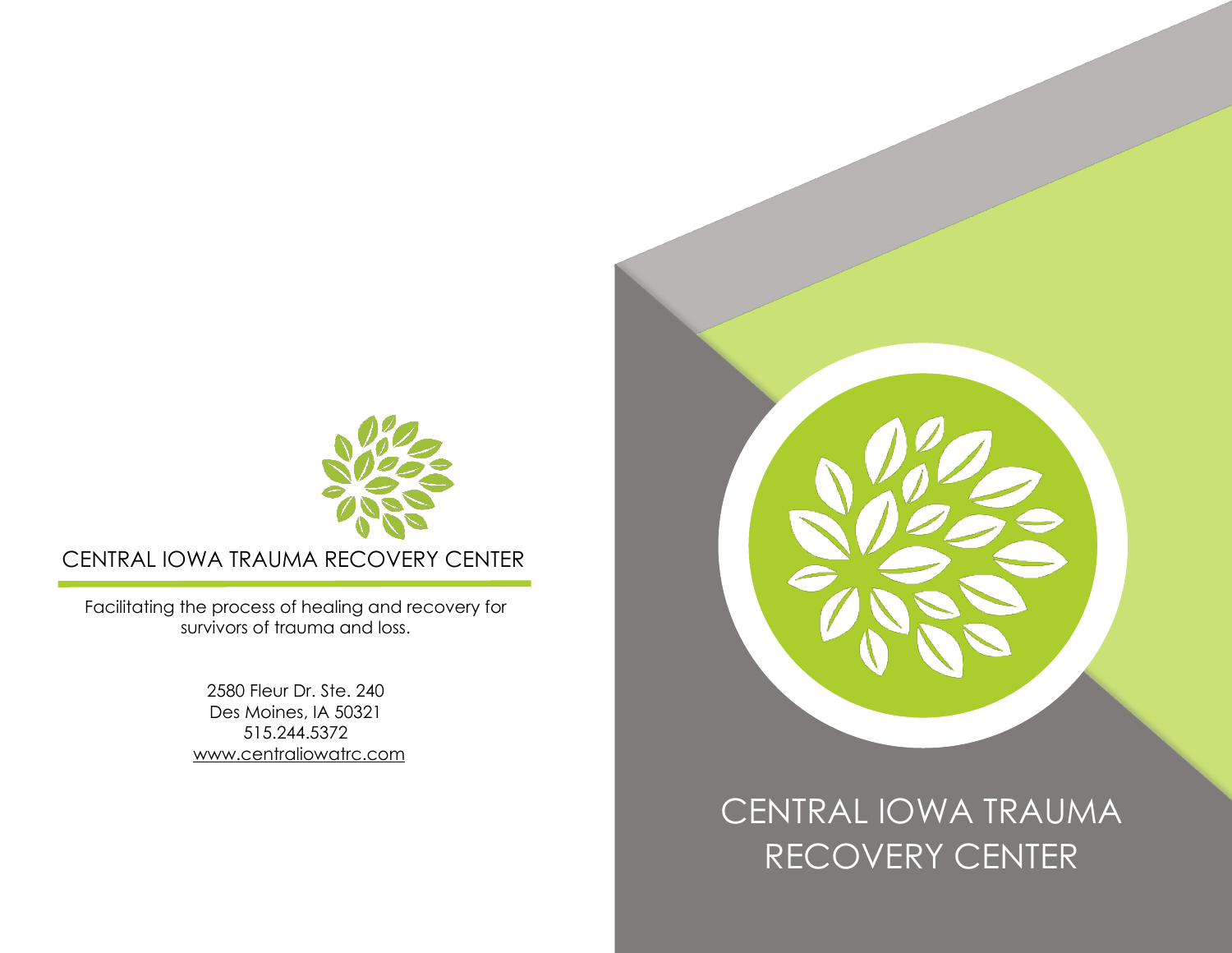CENTRAL IOWA TRAUMA RECOVERY CENTER

Facilitating the process of healing and recovery for survivors of trauma and loss.

2580 Fleur Dr. Ste. 240
Des Moines, IA 50321
515.244.5372
www.centraliowatrc.com

# CENTRAL IOWA TRAUMA RECOVERY CENTER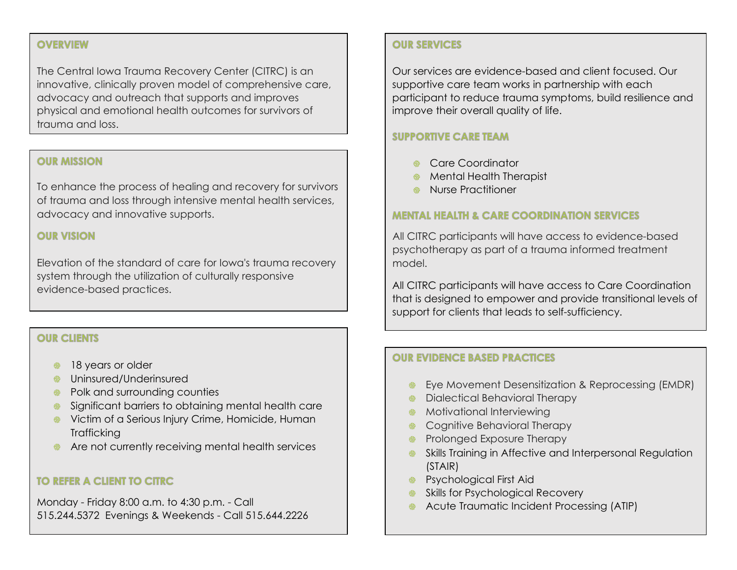## OVERVIEW

The Central Iowa Trauma Recovery Center (CITRC) is an innovative, clinically proven model of comprehensive care, advocacy and outreach that supports and improves physical and emotional health outcomes for survivors of trauma and loss.

## OUR MISSION

To enhance the process of healing and recovery for survivors of trauma and loss through intensive mental health services, advocacy and innovative supports.

## OUR VISION

Elevation of the standard of care for Iowa's trauma recovery system through the utilization of culturally responsive evidence-based practices.

## OUR CLIENTS

- 18 years or older
- Uninsured/Underinsured
- Polk and surrounding counties
- Significant barriers to obtaining mental health care
- Victim of a Serious Injury Crime, Homicide, Human Trafficking
- Are not currently receiving mental health services

## TO REFER A CLIENT TO CITRC

Monday - Friday 8:00 a.m. to 4:30 p.m. - Call 515.244.5372 Evenings & Weekends - Call 515.644.2226

## OUR SERVICES

Our services are evidence-based and client focused. Our supportive care team works in partnership with each participant to reduce trauma symptoms, build resilience and improve their overall quality of life.

## SUPPORTIVE CARE TEAM

- Care Coordinator
- Mental Health Therapist
- Nurse Practitioner

## MENTAL HEALTH & CARE COORDINATION SERVICES

All CITRC participants will have access to evidence-based psychotherapy as part of a trauma informed treatment model.

All CITRC participants will have access to Care Coordination that is designed to empower and provide transitional levels of support for clients that leads to self-sufficiency.

## OUR EVIDENCE BASED PRACTICES

- Eye Movement Desensitization & Reprocessing (EMDR)
- Dialectical Behavioral Therapy
- Motivational Interviewing
- Cognitive Behavioral Therapy
- Prolonged Exposure Therapy
- Skills Training in Affective and Interpersonal Regulation (STAIR)
- Psychological First Aid
- Skills for Psychological Recovery
- Acute Traumatic Incident Processing (ATIP)